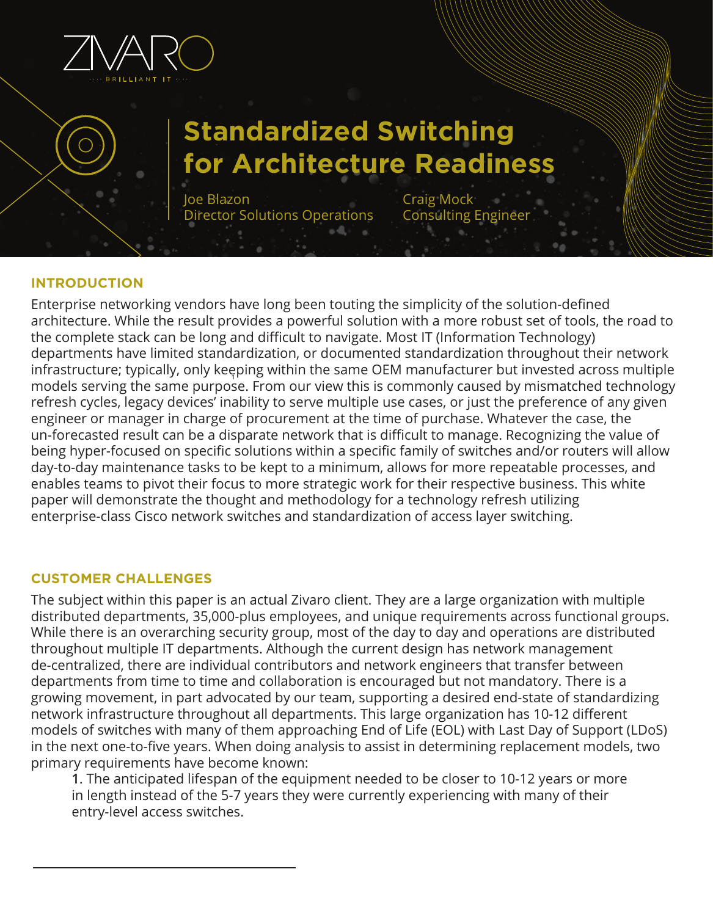ZIVARO
BRILLIANT IT

# Standardized Switching for Architecture Readiness

Joe Blazon
Director Solutions Operations

Craig Mock
Consulting Engineer

## INTRODUCTION

Enterprise networking vendors have long been touting the simplicity of the solution-defined architecture. While the result provides a powerful solution with a more robust set of tools, the road to the complete stack can be long and difficult to navigate. Most IT (Information Technology) departments have limited standardization, or documented standardization throughout their network infrastructure; typically, only keeping within the same OEM manufacturer but invested across multiple models serving the same purpose. From our view this is commonly caused by mismatched technology refresh cycles, legacy devices' inability to serve multiple use cases, or just the preference of any given engineer or manager in charge of procurement at the time of purchase. Whatever the case, the un-forecasted result can be a disparate network that is difficult to manage. Recognizing the value of being hyper-focused on specific solutions within a specific family of switches and/or routers will allow day-to-day maintenance tasks to be kept to a minimum, allows for more repeatable processes, and enables teams to pivot their focus to more strategic work for their respective business. This white paper will demonstrate the thought and methodology for a technology refresh utilizing enterprise-class Cisco network switches and standardization of access layer switching.

## CUSTOMER CHALLENGES

The subject within this paper is an actual Zivaro client. They are a large organization with multiple distributed departments, 35,000-plus employees, and unique requirements across functional groups. While there is an overarching security group, most of the day to day and operations are distributed throughout multiple IT departments. Although the current design has network management de-centralized, there are individual contributors and network engineers that transfer between departments from time to time and collaboration is encouraged but not mandatory. There is a growing movement, in part advocated by our team, supporting a desired end-state of standardizing network infrastructure throughout all departments. This large organization has 10-12 different models of switches with many of them approaching End of Life (EOL) with Last Day of Support (LDoS) in the next one-to-five years. When doing analysis to assist in determining replacement models, two primary requirements have become known:

1. The anticipated lifespan of the equipment needed to be closer to 10-12 years or more in length instead of the 5-7 years they were currently experiencing with many of their entry-level access switches.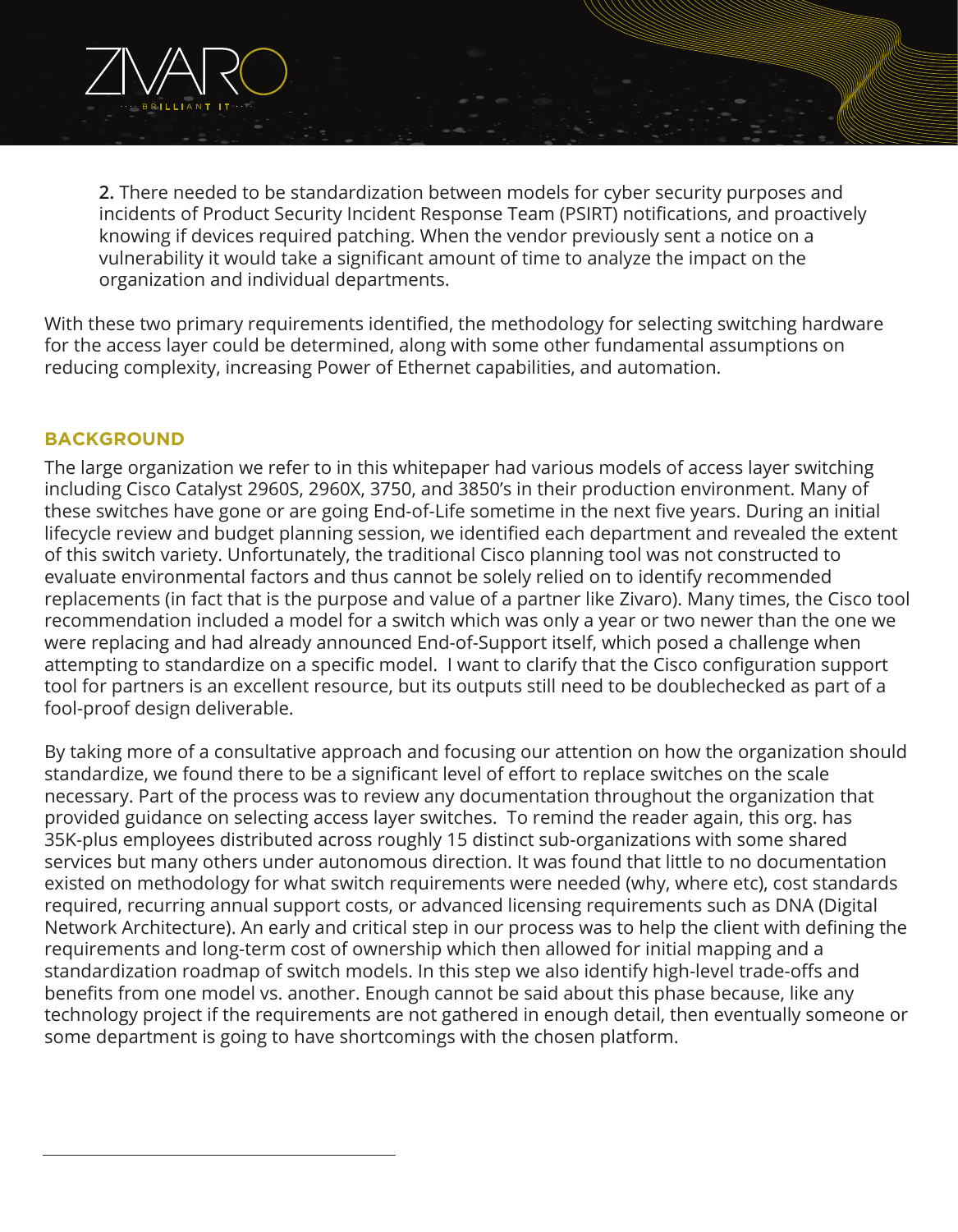2. There needed to be standardization between models for cyber security purposes and incidents of Product Security Incident Response Team (PSIRT) notifications, and proactively knowing if devices required patching. When the vendor previously sent a notice on a vulnerability it would take a significant amount of time to analyze the impact on the organization and individual departments.

With these two primary requirements identified, the methodology for selecting switching hardware for the access layer could be determined, along with some other fundamental assumptions on reducing complexity, increasing Power of Ethernet capabilities, and automation.

## BACKGROUND

The large organization we refer to in this whitepaper had various models of access layer switching including Cisco Catalyst 2960S, 2960X, 3750, and 3850's in their production environment. Many of these switches have gone or are going End-of-Life sometime in the next five years. During an initial lifecycle review and budget planning session, we identified each department and revealed the extent of this switch variety. Unfortunately, the traditional Cisco planning tool was not constructed to evaluate environmental factors and thus cannot be solely relied on to identify recommended replacements (in fact that is the purpose and value of a partner like Zivaro). Many times, the Cisco tool recommendation included a model for a switch which was only a year or two newer than the one we were replacing and had already announced End-of-Support itself, which posed a challenge when attempting to standardize on a specific model. I want to clarify that the Cisco configuration support tool for partners is an excellent resource, but its outputs still need to be doublechecked as part of a fool-proof design deliverable.

By taking more of a consultative approach and focusing our attention on how the organization should standardize, we found there to be a significant level of effort to replace switches on the scale necessary. Part of the process was to review any documentation throughout the organization that provided guidance on selecting access layer switches. To remind the reader again, this org. has 35K-plus employees distributed across roughly 15 distinct sub-organizations with some shared services but many others under autonomous direction. It was found that little to no documentation existed on methodology for what switch requirements were needed (why, where etc), cost standards required, recurring annual support costs, or advanced licensing requirements such as DNA (Digital Network Architecture). An early and critical step in our process was to help the client with defining the requirements and long-term cost of ownership which then allowed for initial mapping and a standardization roadmap of switch models. In this step we also identify high-level trade-offs and benefits from one model vs. another. Enough cannot be said about this phase because, like any technology project if the requirements are not gathered in enough detail, then eventually someone or some department is going to have shortcomings with the chosen platform.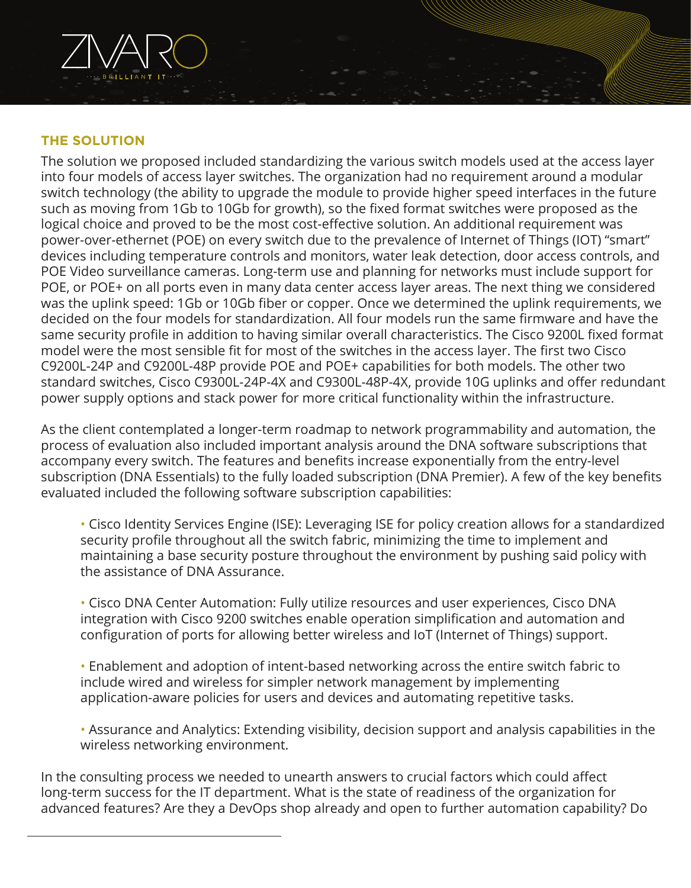## THE SOLUTION

The solution we proposed included standardizing the various switch models used at the access layer into four models of access layer switches. The organization had no requirement around a modular switch technology (the ability to upgrade the module to provide higher speed interfaces in the future such as moving from 1Gb to 10Gb for growth), so the fixed format switches were proposed as the logical choice and proved to be the most cost-effective solution. An additional requirement was power-over-ethernet (POE) on every switch due to the prevalence of Internet of Things (IOT) "smart" devices including temperature controls and monitors, water leak detection, door access controls, and POE Video surveillance cameras. Long-term use and planning for networks must include support for POE, or POE+ on all ports even in many data center access layer areas. The next thing we considered was the uplink speed: 1Gb or 10Gb fiber or copper. Once we determined the uplink requirements, we decided on the four models for standardization. All four models run the same firmware and have the same security profile in addition to having similar overall characteristics. The Cisco 9200L fixed format model were the most sensible fit for most of the switches in the access layer. The first two Cisco C9200L-24P and C9200L-48P provide POE and POE+ capabilities for both models. The other two standard switches, Cisco C9300L-24P-4X and C9300L-48P-4X, provide 10G uplinks and offer redundant power supply options and stack power for more critical functionality within the infrastructure.

As the client contemplated a longer-term roadmap to network programmability and automation, the process of evaluation also included important analysis around the DNA software subscriptions that accompany every switch. The features and benefits increase exponentially from the entry-level subscription (DNA Essentials) to the fully loaded subscription (DNA Premier). A few of the key benefits evaluated included the following software subscription capabilities:

- Cisco Identity Services Engine (ISE): Leveraging ISE for policy creation allows for a standardized security profile throughout all the switch fabric, minimizing the time to implement and maintaining a base security posture throughout the environment by pushing said policy with the assistance of DNA Assurance.

- Cisco DNA Center Automation: Fully utilize resources and user experiences, Cisco DNA integration with Cisco 9200 switches enable operation simplification and automation and configuration of ports for allowing better wireless and IoT (Internet of Things) support.

- Enablement and adoption of intent-based networking across the entire switch fabric to include wired and wireless for simpler network management by implementing application-aware policies for users and devices and automating repetitive tasks.

- Assurance and Analytics: Extending visibility, decision support and analysis capabilities in the wireless networking environment.

In the consulting process we needed to unearth answers to crucial factors which could affect long-term success for the IT department. What is the state of readiness of the organization for advanced features? Are they a DevOps shop already and open to further automation capability? Do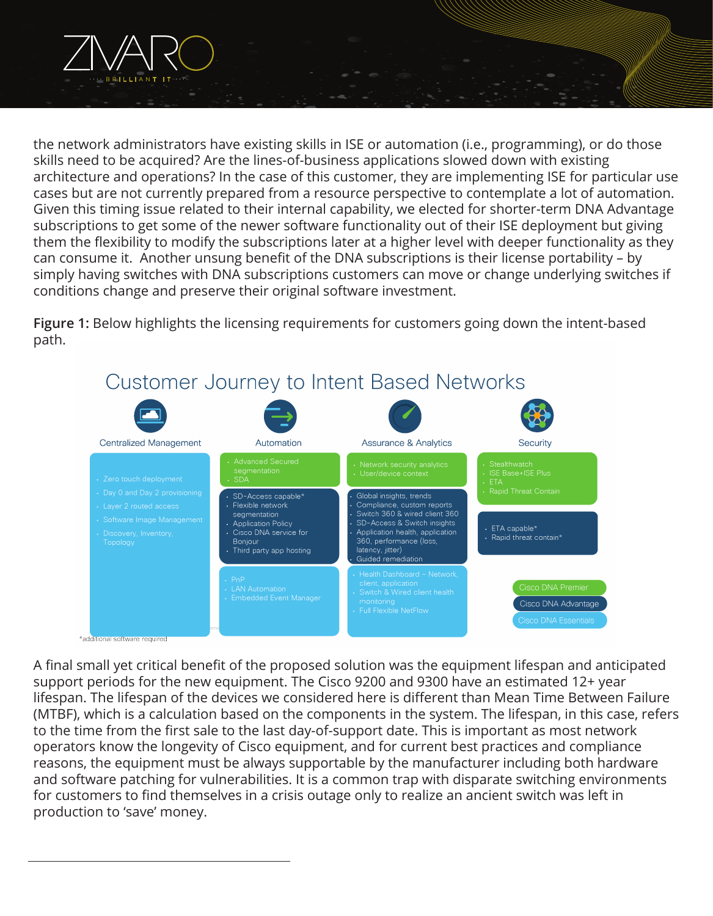the network administrators have existing skills in ISE or automation (i.e., programming), or do those skills need to be acquired? Are the lines-of-business applications slowed down with existing architecture and operations? In the case of this customer, they are implementing ISE for particular use cases but are not currently prepared from a resource perspective to contemplate a lot of automation. Given this timing issue related to their internal capability, we elected for shorter-term DNA Advantage subscriptions to get some of the newer software functionality out of their ISE deployment but giving them the flexibility to modify the subscriptions later at a higher level with deeper functionality as they can consume it. Another unsung benefit of the DNA subscriptions is their license portability – by simply having switches with DNA subscriptions customers can move or change underlying switches if conditions change and preserve their original software investment.

**Figure 1:** Below highlights the licensing requirements for customers going down the intent-based path.

## Customer Journey to Intent Based Networks

| Centralized Management | Automation | Assurance & Analytics | Security |
|---|---|---|---|
| | • Advanced Secured segmentation<br>• SDA | • Network security analytics<br>• User/device context | • Stealthwatch<br>• ISE Base+ISE Plus<br>• ETA<br>• Rapid Threat Contain |
| • Zero touch deployment<br>• Day 0 and Day 2 provisioning<br>• Layer 2 routed access<br>• Software Image Management<br>• Discovery, Inventory, Topology | • SD-Access capable*<br>• Flexible network segmentation<br>• Application Policy<br>• Cisco DNA service for Bonjour<br>• Third party app hosting | • Global insights, trends<br>• Compliance, custom reports<br>• Switch 360 & wired client 360<br>• SD-Access & Switch insights<br>• Application health, application 360, performance (loss, latency, jitter)<br>• Guided remediation | • ETA capable*<br>• Rapid threat contain* |
| | • PnP<br>• LAN Automation<br>• Embedded Event Manager | • Health Dashboard - Network, client, application<br>• Switch & Wired client health monitoring<br>• Full Flexible NetFlow | |

Legend: Cisco DNA Premier; Cisco DNA Advantage; Cisco DNA Essentials

*additional software required

A final small yet critical benefit of the proposed solution was the equipment lifespan and anticipated support periods for the new equipment. The Cisco 9200 and 9300 have an estimated 12+ year lifespan. The lifespan of the devices we considered here is different than Mean Time Between Failure (MTBF), which is a calculation based on the components in the system. The lifespan, in this case, refers to the time from the first sale to the last day-of-support date. This is important as most network operators know the longevity of Cisco equipment, and for current best practices and compliance reasons, the equipment must be always supportable by the manufacturer including both hardware and software patching for vulnerabilities. It is a common trap with disparate switching environments for customers to find themselves in a crisis outage only to realize an ancient switch was left in production to 'save' money.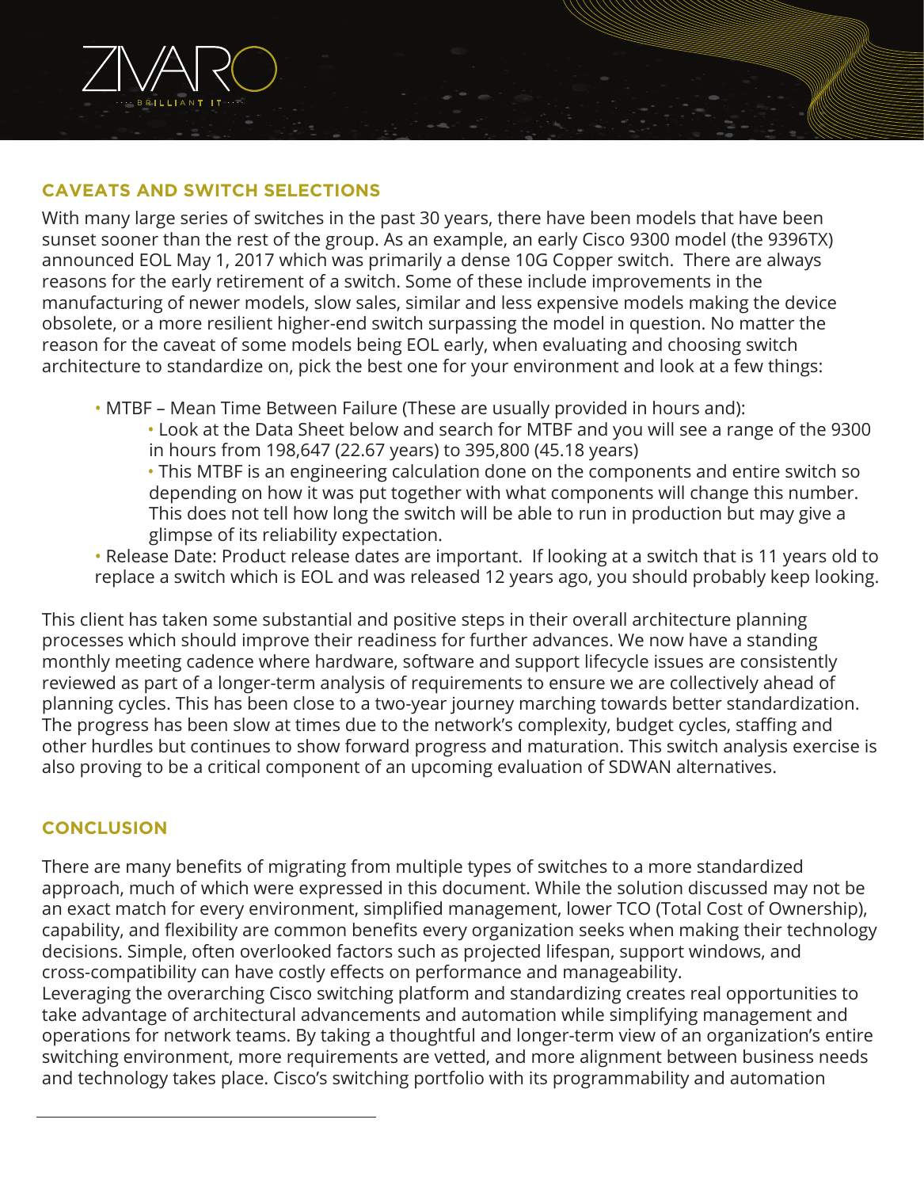## CAVEATS AND SWITCH SELECTIONS

With many large series of switches in the past 30 years, there have been models that have been sunset sooner than the rest of the group. As an example, an early Cisco 9300 model (the 9396TX) announced EOL May 1, 2017 which was primarily a dense 10G Copper switch. There are always reasons for the early retirement of a switch. Some of these include improvements in the manufacturing of newer models, slow sales, similar and less expensive models making the device obsolete, or a more resilient higher-end switch surpassing the model in question. No matter the reason for the caveat of some models being EOL early, when evaluating and choosing switch architecture to standardize on, pick the best one for your environment and look at a few things:

- MTBF – Mean Time Between Failure (These are usually provided in hours and):
  - Look at the Data Sheet below and search for MTBF and you will see a range of the 9300 in hours from 198,647 (22.67 years) to 395,800 (45.18 years)
  - This MTBF is an engineering calculation done on the components and entire switch so depending on how it was put together with what components will change this number. This does not tell how long the switch will be able to run in production but may give a glimpse of its reliability expectation.
- Release Date: Product release dates are important. If looking at a switch that is 11 years old to replace a switch which is EOL and was released 12 years ago, you should probably keep looking.

This client has taken some substantial and positive steps in their overall architecture planning processes which should improve their readiness for further advances. We now have a standing monthly meeting cadence where hardware, software and support lifecycle issues are consistently reviewed as part of a longer-term analysis of requirements to ensure we are collectively ahead of planning cycles. This has been close to a two-year journey marching towards better standardization. The progress has been slow at times due to the network's complexity, budget cycles, staffing and other hurdles but continues to show forward progress and maturation. This switch analysis exercise is also proving to be a critical component of an upcoming evaluation of SDWAN alternatives.

## CONCLUSION

There are many benefits of migrating from multiple types of switches to a more standardized approach, much of which were expressed in this document. While the solution discussed may not be an exact match for every environment, simplified management, lower TCO (Total Cost of Ownership), capability, and flexibility are common benefits every organization seeks when making their technology decisions. Simple, often overlooked factors such as projected lifespan, support windows, and cross-compatibility can have costly effects on performance and manageability.
Leveraging the overarching Cisco switching platform and standardizing creates real opportunities to take advantage of architectural advancements and automation while simplifying management and operations for network teams. By taking a thoughtful and longer-term view of an organization's entire switching environment, more requirements are vetted, and more alignment between business needs and technology takes place. Cisco's switching portfolio with its programmability and automation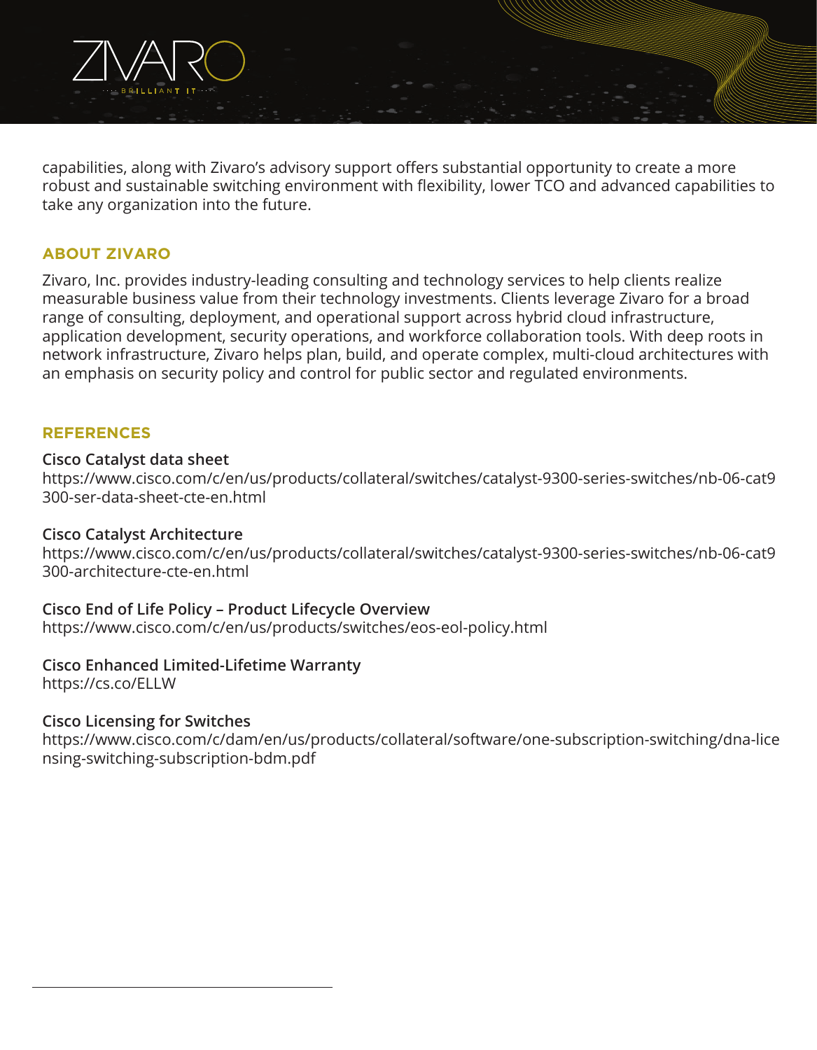capabilities, along with Zivaro's advisory support offers substantial opportunity to create a more robust and sustainable switching environment with flexibility, lower TCO and advanced capabilities to take any organization into the future.

## ABOUT ZIVARO

Zivaro, Inc. provides industry-leading consulting and technology services to help clients realize measurable business value from their technology investments. Clients leverage Zivaro for a broad range of consulting, deployment, and operational support across hybrid cloud infrastructure, application development, security operations, and workforce collaboration tools. With deep roots in network infrastructure, Zivaro helps plan, build, and operate complex, multi-cloud architectures with an emphasis on security policy and control for public sector and regulated environments.

## REFERENCES

**Cisco Catalyst data sheet**
https://www.cisco.com/c/en/us/products/collateral/switches/catalyst-9300-series-switches/nb-06-cat9300-ser-data-sheet-cte-en.html

**Cisco Catalyst Architecture**
https://www.cisco.com/c/en/us/products/collateral/switches/catalyst-9300-series-switches/nb-06-cat9300-architecture-cte-en.html

**Cisco End of Life Policy – Product Lifecycle Overview**
https://www.cisco.com/c/en/us/products/switches/eos-eol-policy.html

**Cisco Enhanced Limited-Lifetime Warranty**
https://cs.co/ELLW

**Cisco Licensing for Switches**
https://www.cisco.com/c/dam/en/us/products/collateral/software/one-subscription-switching/dna-licensing-switching-subscription-bdm.pdf